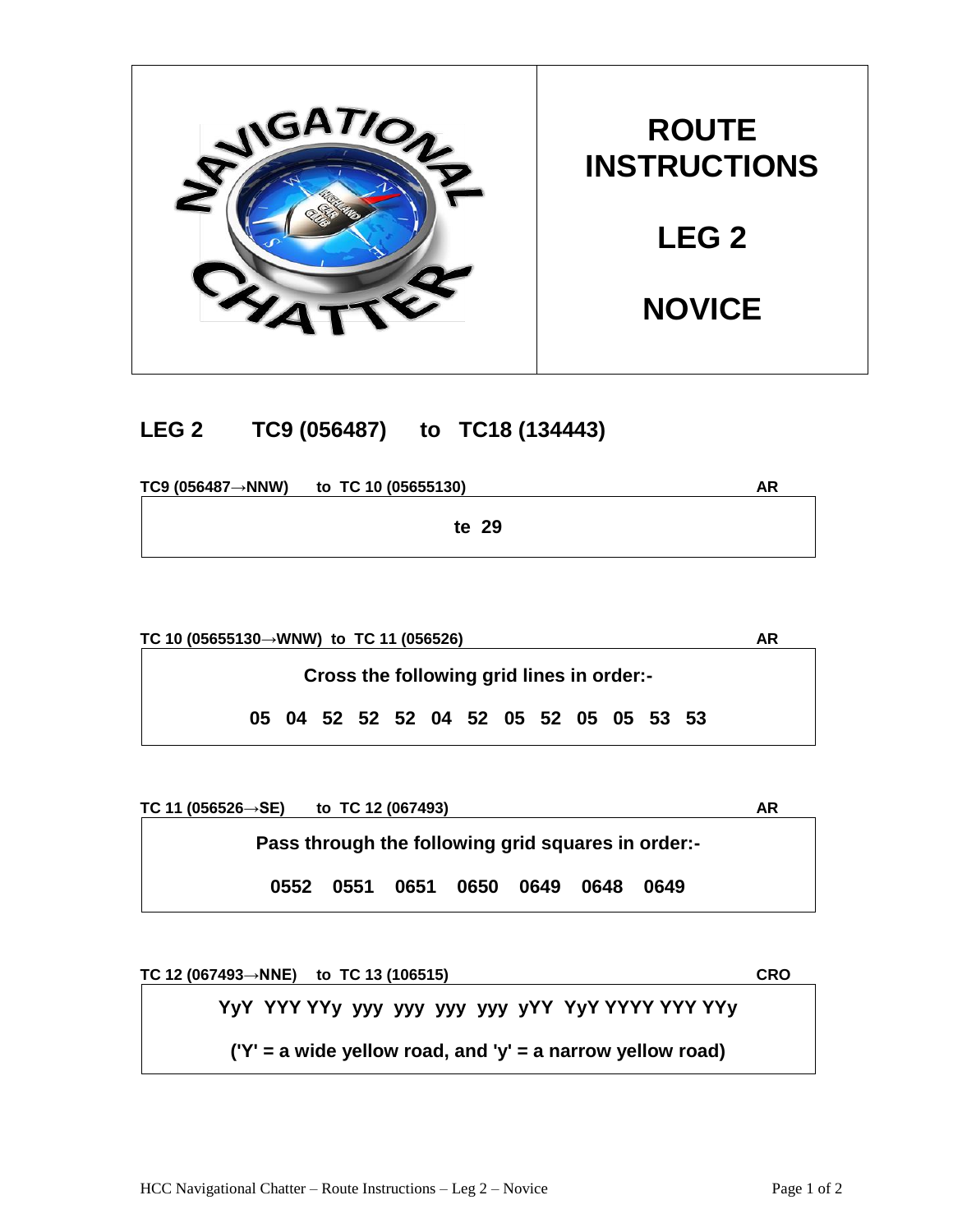# ROUTE INSTRUCTIONS

# LEG 2

# NOVICE

## LEG 2 TC9 (056487) to TC18 (134443)

**TC9 (056487→NNW) to TC 10 (05655130)** **AR**

**te 29**

**TC 10 (05655130→WNW) to TC 11 (056526)** **AR**

**Cross the following grid lines in order:-**

**05 04 52 52 52 04 52 05 52 05 05 53 53**

**TC 11 (056526→SE) to TC 12 (067493)** **AR**

**Pass through the following grid squares in order:-**

**0552 0551 0651 0650 0649 0648 0649**

**TC 12 (067493→NNE) to TC 13 (106515)** **CRO**

**YyY YYY YYy yyy yyy yyy yyy yYY YyY YYYY YYY YYy**

**('Y' = a wide yellow road, and 'y' = a narrow yellow road)**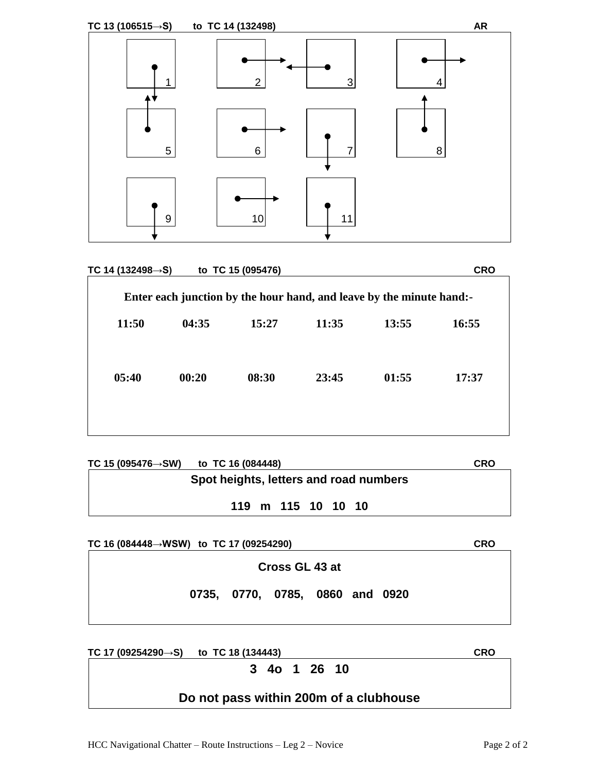**TC 13 (106515→S) to TC 14 (132498)** **AR**

1 2 3 4

5 6 7 8

9 10 11

**TC 14 (132498→S) to TC 15 (095476)** **CRO**

**Enter each junction by the hour hand, and leave by the minute hand:-**

**11:50 04:35 15:27 11:35 13:55 16:55**

**05:40 00:20 08:30 23:45 01:55 17:37**

**TC 15 (095476→SW) to TC 16 (084448)** **CRO**

**Spot heights, letters and road numbers**

**119 m 115 10 10 10**

**TC 16 (084448→WSW) to TC 17 (09254290)** **CRO**

**Cross GL 43 at**

**0735, 0770, 0785, 0860 and 0920**

**TC 17 (09254290→S) to TC 18 (134443)** **CRO**

**3 4o 1 26 10**

**Do not pass within 200m of a clubhouse**

HCC Navigational Chatter – Route Instructions – Leg 2 – Novice